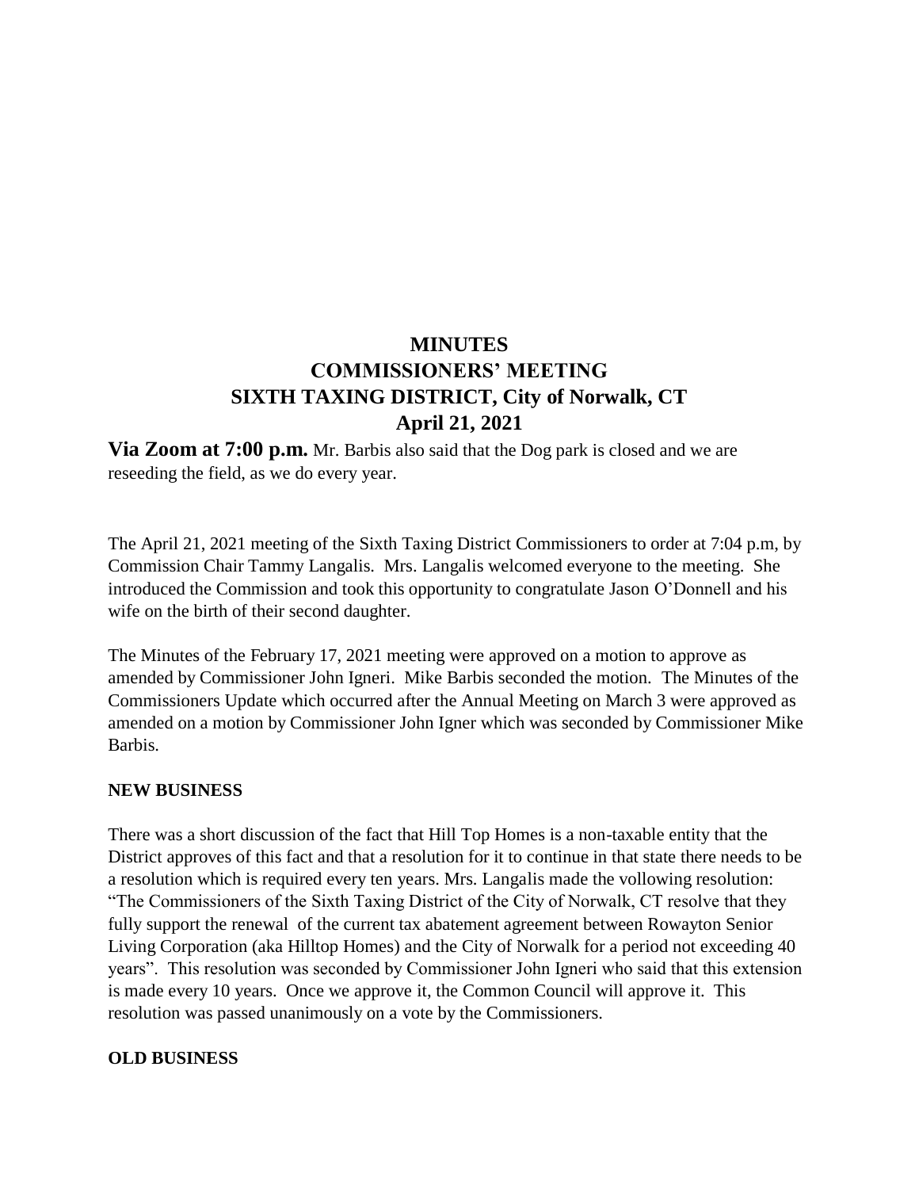# MINUTES
# COMMISSIONERS' MEETING
# SIXTH TAXING DISTRICT, City of Norwalk, CT
# April 21, 2021

**Via Zoom at 7:00 p.m.** Mr. Barbis also said that the Dog park is closed and we are reseeding the field, as we do every year.

The April 21, 2021 meeting of the Sixth Taxing District Commissioners to order at 7:04 p.m, by Commission Chair Tammy Langalis. Mrs. Langalis welcomed everyone to the meeting. She introduced the Commission and took this opportunity to congratulate Jason O'Donnell and his wife on the birth of their second daughter.

The Minutes of the February 17, 2021 meeting were approved on a motion to approve as amended by Commissioner John Igneri. Mike Barbis seconded the motion. The Minutes of the Commissioners Update which occurred after the Annual Meeting on March 3 were approved as amended on a motion by Commissioner John Igner which was seconded by Commissioner Mike Barbis.

**NEW BUSINESS**

There was a short discussion of the fact that Hill Top Homes is a non-taxable entity that the District approves of this fact and that a resolution for it to continue in that state there needs to be a resolution which is required every ten years. Mrs. Langalis made the vollowing resolution: "The Commissioners of the Sixth Taxing District of the City of Norwalk, CT resolve that they fully support the renewal of the current tax abatement agreement between Rowayton Senior Living Corporation (aka Hilltop Homes) and the City of Norwalk for a period not exceeding 40 years". This resolution was seconded by Commissioner John Igneri who said that this extension is made every 10 years. Once we approve it, the Common Council will approve it. This resolution was passed unanimously on a vote by the Commissioners.

**OLD BUSINESS**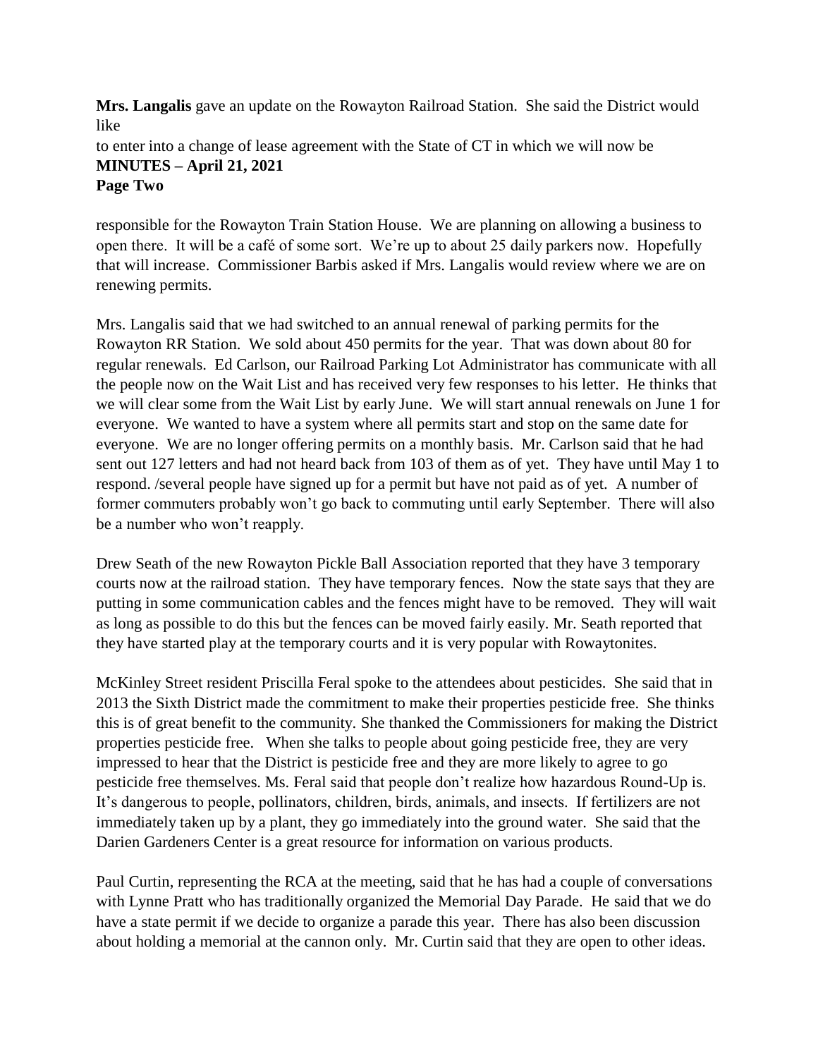**Mrs. Langalis** gave an update on the Rowayton Railroad Station. She said the District would like to enter into a change of lease agreement with the State of CT in which we will now be responsible for the Rowayton Train Station House. We are planning on allowing a business to open there. It will be a café of some sort. We're up to about 25 daily parkers now. Hopefully that will increase. Commissioner Barbis asked if Mrs. Langalis would review where we are on renewing permits.

Mrs. Langalis said that we had switched to an annual renewal of parking permits for the Rowayton RR Station. We sold about 450 permits for the year. That was down about 80 for regular renewals. Ed Carlson, our Railroad Parking Lot Administrator has communicate with all the people now on the Wait List and has received very few responses to his letter. He thinks that we will clear some from the Wait List by early June. We will start annual renewals on June 1 for everyone. We wanted to have a system where all permits start and stop on the same date for everyone. We are no longer offering permits on a monthly basis. Mr. Carlson said that he had sent out 127 letters and had not heard back from 103 of them as of yet. They have until May 1 to respond. /several people have signed up for a permit but have not paid as of yet. A number of former commuters probably won't go back to commuting until early September. There will also be a number who won't reapply.

Drew Seath of the new Rowayton Pickle Ball Association reported that they have 3 temporary courts now at the railroad station. They have temporary fences. Now the state says that they are putting in some communication cables and the fences might have to be removed. They will wait as long as possible to do this but the fences can be moved fairly easily. Mr. Seath reported that they have started play at the temporary courts and it is very popular with Rowaytonites.

McKinley Street resident Priscilla Feral spoke to the attendees about pesticides. She said that in 2013 the Sixth District made the commitment to make their properties pesticide free. She thinks this is of great benefit to the community. She thanked the Commissioners for making the District properties pesticide free. When she talks to people about going pesticide free, they are very impressed to hear that the District is pesticide free and they are more likely to agree to go pesticide free themselves. Ms. Feral said that people don't realize how hazardous Round-Up is. It's dangerous to people, pollinators, children, birds, animals, and insects. If fertilizers are not immediately taken up by a plant, they go immediately into the ground water. She said that the Darien Gardeners Center is a great resource for information on various products.

Paul Curtin, representing the RCA at the meeting, said that he has had a couple of conversations with Lynne Pratt who has traditionally organized the Memorial Day Parade. He said that we do have a state permit if we decide to organize a parade this year. There has also been discussion about holding a memorial at the cannon only. Mr. Curtin said that they are open to other ideas.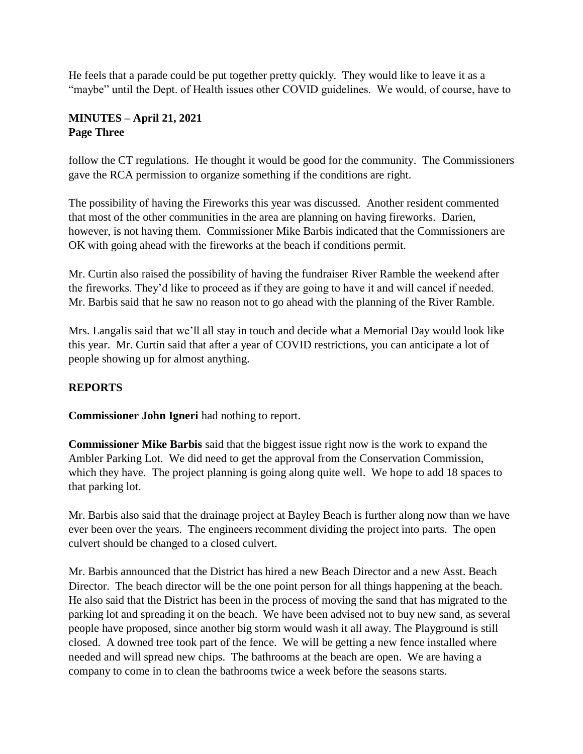He feels that a parade could be put together pretty quickly. They would like to leave it as a "maybe" until the Dept. of Health issues other COVID guidelines. We would, of course, have to

follow the CT regulations. He thought it would be good for the community. The Commissioners gave the RCA permission to organize something if the conditions are right.

The possibility of having the Fireworks this year was discussed. Another resident commented that most of the other communities in the area are planning on having fireworks. Darien, however, is not having them. Commissioner Mike Barbis indicated that the Commissioners are OK with going ahead with the fireworks at the beach if conditions permit.

Mr. Curtin also raised the possibility of having the fundraiser River Ramble the weekend after the fireworks. They'd like to proceed as if they are going to have it and will cancel if needed. Mr. Barbis said that he saw no reason not to go ahead with the planning of the River Ramble.

Mrs. Langalis said that we'll all stay in touch and decide what a Memorial Day would look like this year. Mr. Curtin said that after a year of COVID restrictions, you can anticipate a lot of people showing up for almost anything.

## REPORTS

**Commissioner John Igneri** had nothing to report.

**Commissioner Mike Barbis** said that the biggest issue right now is the work to expand the Ambler Parking Lot. We did need to get the approval from the Conservation Commission, which they have. The project planning is going along quite well. We hope to add 18 spaces to that parking lot.

Mr. Barbis also said that the drainage project at Bayley Beach is further along now than we have ever been over the years. The engineers recomment dividing the project into parts. The open culvert should be changed to a closed culvert.

Mr. Barbis announced that the District has hired a new Beach Director and a new Asst. Beach Director. The beach director will be the one point person for all things happening at the beach. He also said that the District has been in the process of moving the sand that has migrated to the parking lot and spreading it on the beach. We have been advised not to buy new sand, as several people have proposed, since another big storm would wash it all away. The Playground is still closed. A downed tree took part of the fence. We will be getting a new fence installed where needed and will spread new chips. The bathrooms at the beach are open. We are having a company to come in to clean the bathrooms twice a week before the seasons starts.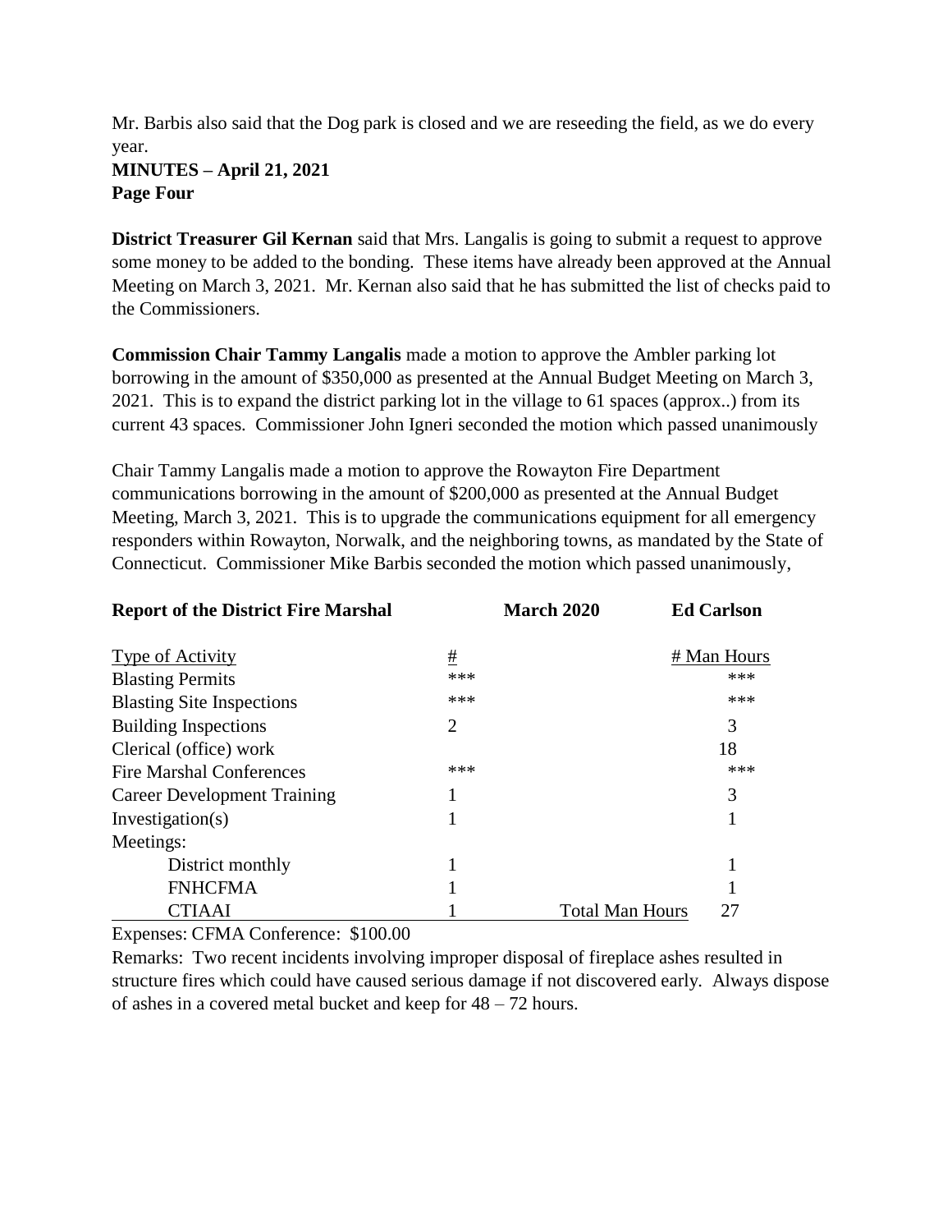Mr. Barbis also said that the Dog park is closed and we are reseeding the field, as we do every year.

**MINUTES – April 21, 2021**
**Page Four**

**District Treasurer Gil Kernan** said that Mrs. Langalis is going to submit a request to approve some money to be added to the bonding. These items have already been approved at the Annual Meeting on March 3, 2021. Mr. Kernan also said that he has submitted the list of checks paid to the Commissioners.

**Commission Chair Tammy Langalis** made a motion to approve the Ambler parking lot borrowing in the amount of $350,000 as presented at the Annual Budget Meeting on March 3, 2021. This is to expand the district parking lot in the village to 61 spaces (approx..) from its current 43 spaces. Commissioner John Igneri seconded the motion which passed unanimously

Chair Tammy Langalis made a motion to approve the Rowayton Fire Department communications borrowing in the amount of $200,000 as presented at the Annual Budget Meeting, March 3, 2021. This is to upgrade the communications equipment for all emergency responders within Rowayton, Norwalk, and the neighboring towns, as mandated by the State of Connecticut. Commissioner Mike Barbis seconded the motion which passed unanimously,

**Report of the District Fire Marshal** **March 2020** **Ed Carlson**

| Type of Activity | # | | # Man Hours |
|---|---|---|---|
| Blasting Permits | *** | | *** |
| Blasting Site Inspections | *** | | *** |
| Building Inspections | 2 | | 3 |
| Clerical (office) work | | | 18 |
| Fire Marshal Conferences | *** | | *** |
| Career Development Training | 1 | | 3 |
| Investigation(s) | 1 | | 1 |
| Meetings: | | | |
| District monthly | 1 | | 1 |
| FNHCFMA | 1 | | 1 |
| CTIAAI | 1 | Total Man Hours | 27 |

Expenses: CFMA Conference: $100.00

Remarks: Two recent incidents involving improper disposal of fireplace ashes resulted in structure fires which could have caused serious damage if not discovered early. Always dispose of ashes in a covered metal bucket and keep for 48 – 72 hours.